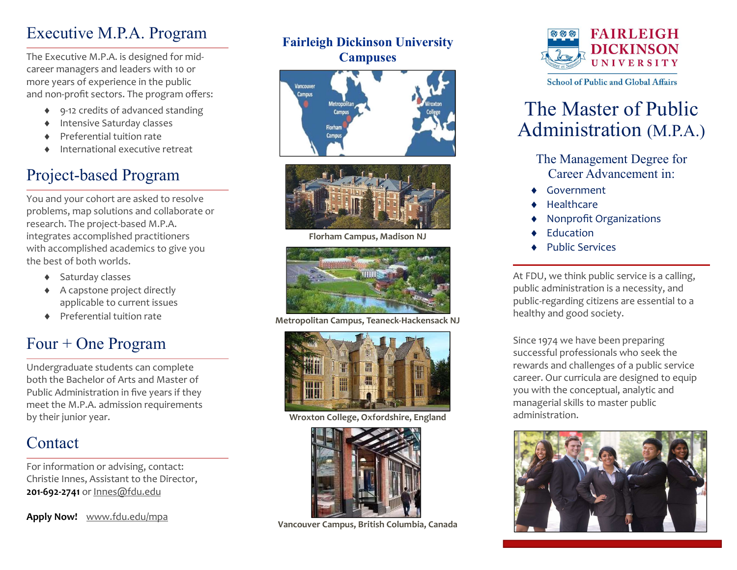# Executive M.P.A. Program

The Executive M.P.A. is designed for mid-career managers and leaders with 10 or more years of experience in the public and non-profit sectors. The program offers:

- 9-12 credits of advanced standing
- Intensive Saturday classes
- Preferential tuition rate
- International executive retreat

# Project-based Program

You and your cohort are asked to resolve problems, map solutions and collaborate or research. The project-based M.P.A. integrates accomplished practitioners with accomplished academics to give you the best of both worlds.

- Saturday classes
- A capstone project directly applicable to current issues
- Preferential tuition rate

# Four + One Program

Undergraduate students can complete both the Bachelor of Arts and Master of Public Administration in five years if they meet the M.P.A. admission requirements by their junior year.

# Contact

For information or advising, contact:
Christie Innes, Assistant to the Director,
**201-692-2741** or Innes@fdu.edu

**Apply Now!** www.fdu.edu/mpa

## Fairleigh Dickinson University Campuses

Vancouver Campus | Metropolitan Campus | Florham Campus | Wroxton College

Florham Campus, Madison NJ

Metropolitan Campus, Teaneck-Hackensack NJ

Wroxton College, Oxfordshire, England

Vancouver Campus, British Columbia, Canada

FAIRLEIGH DICKINSON UNIVERSITY

School of Public and Global Affairs

# The Master of Public Administration (M.P.A.)

## The Management Degree for Career Advancement in:

- Government
- Healthcare
- Nonprofit Organizations
- Education
- Public Services

At FDU, we think public service is a calling, public administration is a necessity, and public-regarding citizens are essential to a healthy and good society.

Since 1974 we have been preparing successful professionals who seek the rewards and challenges of a public service career. Our curricula are designed to equip you with the conceptual, analytic and managerial skills to master public administration.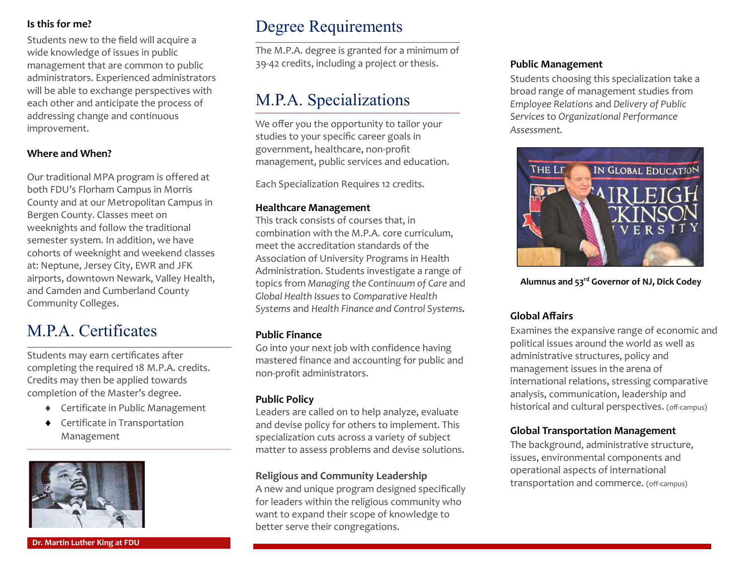**Is this for me?**

Students new to the field will acquire a wide knowledge of issues in public management that are common to public administrators. Experienced administrators will be able to exchange perspectives with each other and anticipate the process of addressing change and continuous improvement.

**Where and When?**

Our traditional MPA program is offered at both FDU's Florham Campus in Morris County and at our Metropolitan Campus in Bergen County. Classes meet on weeknights and follow the traditional semester system. In addition, we have cohorts of weeknight and weekend classes at: Neptune, Jersey City, EWR and JFK airports, downtown Newark, Valley Health, and Camden and Cumberland County Community Colleges.

## M.P.A. Certificates

Students may earn certificates after completing the required 18 M.P.A. credits. Credits may then be applied towards completion of the Master's degree.

- Certificate in Public Management
- Certificate in Transportation Management

Dr. Martin Luther King at FDU

## Degree Requirements

The M.P.A. degree is granted for a minimum of 39-42 credits, including a project or thesis.

## M.P.A. Specializations

We offer you the opportunity to tailor your studies to your specific career goals in government, healthcare, non-profit management, public services and education.

Each Specialization Requires 12 credits.

**Healthcare Management**

This track consists of courses that, in combination with the M.P.A. core curriculum, meet the accreditation standards of the Association of University Programs in Health Administration. Students investigate a range of topics from *Managing the Continuum of Care* and *Global Health Issues* to *Comparative Health Systems* and *Health Finance and Control Systems.*

**Public Finance**

Go into your next job with confidence having mastered finance and accounting for public and non-profit administrators.

**Public Policy**

Leaders are called on to help analyze, evaluate and devise policy for others to implement. This specialization cuts across a variety of subject matter to assess problems and devise solutions.

**Religious and Community Leadership**

A new and unique program designed specifically for leaders within the religious community who want to expand their scope of knowledge to better serve their congregations.

**Public Management**

Students choosing this specialization take a broad range of management studies from *Employee Relations* and *Delivery of Public Services* to *Organizational Performance Assessment.*

**Alumnus and 53rd Governor of NJ, Dick Codey**

**Global Affairs**

Examines the expansive range of economic and political issues around the world as well as administrative structures, policy and management issues in the arena of international relations, stressing comparative analysis, communication, leadership and historical and cultural perspectives. (off-campus)

**Global Transportation Management**

The background, administrative structure, issues, environmental components and operational aspects of international transportation and commerce. (off-campus)